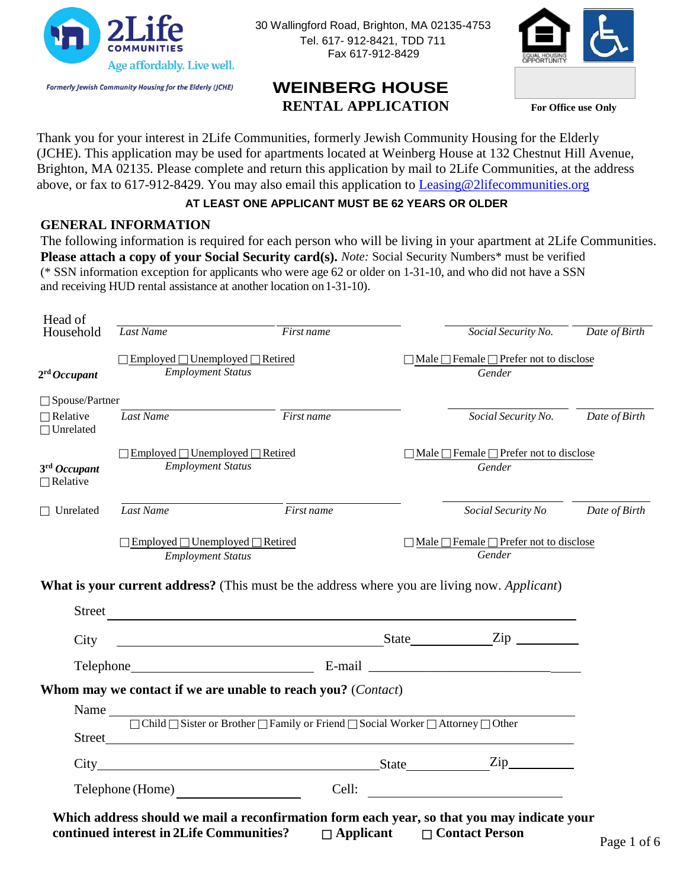2Life COMMUNITIES
Age affordably. Live well.

*Formerly Jewish Community Housing for the Elderly (JCHE)*

30 Wallingford Road, Brighton, MA 02135-4753
Tel. 617- 912-8421, TDD 711
Fax 617-912-8429

# WEINBERG HOUSE
## RENTAL APPLICATION

**For Office use Only**

Thank you for your interest in 2Life Communities, formerly Jewish Community Housing for the Elderly (JCHE). This application may be used for apartments located at Weinberg House at 132 Chestnut Hill Avenue, Brighton, MA 02135. Please complete and return this application by mail to 2Life Communities, at the address above, or fax to 617-912-8429. You may also email this application to Leasing@2lifecommunities.org

**AT LEAST ONE APPLICANT MUST BE 62 YEARS OR OLDER**

### GENERAL INFORMATION

The following information is required for each person who will be living in your apartment at 2Life Communities. **Please attach a copy of your Social Security card(s).** *Note:* Social Security Numbers* must be verified (* SSN information exception for applicants who were age 62 or older on 1-31-10, and who did not have a SSN and receiving HUD rental assistance at another location on 1-31-10).

Head of Household ______________ *Last Name* ______________ *First name* ______________ *Social Security No.* ______________ *Date of Birth*

☐ Employed ☐ Unemployed ☐ Retired — *Employment Status*
☐ Male ☐ Female ☐ Prefer not to disclose — *Gender*

**2rd *Occupant***
☐ Spouse/Partner
☐ Relative
☐ Unrelated

______________ *Last Name* ______________ *First name* ______________ *Social Security No.* ______________ *Date of Birth*

☐ Employed ☐ Unemployed ☐ Retired — *Employment Status*
☐ Male ☐ Female ☐ Prefer not to disclose — *Gender*

**3rd *Occupant***
☐ Relative
☐ Unrelated

______________ *Last Name* ______________ *First name* ______________ *Social Security No* ______________ *Date of Birth*

☐ Employed ☐ Unemployed ☐ Retired — *Employment Status*
☐ Male ☐ Female ☐ Prefer not to disclose — *Gender*

**What is your current address?** (This must be the address where you are living now. *Applicant*)

Street ______________________________

City ______________________ State __________ Zip __________

Telephone ______________________ E-mail ______________________

**Whom may we contact if we are unable to reach you?** (*Contact*)

Name ______________________________

☐ Child ☐ Sister or Brother ☐ Family or Friend ☐ Social Worker ☐ Attorney ☐ Other

Street ______________________________

City ______________________ State __________ Zip __________

Telephone (Home) ______________________ Cell: ______________________

**Which address should we mail a reconfirmation form each year, so that you may indicate your continued interest in 2Life Communities?** ☐ **Applicant** ☐ **Contact Person**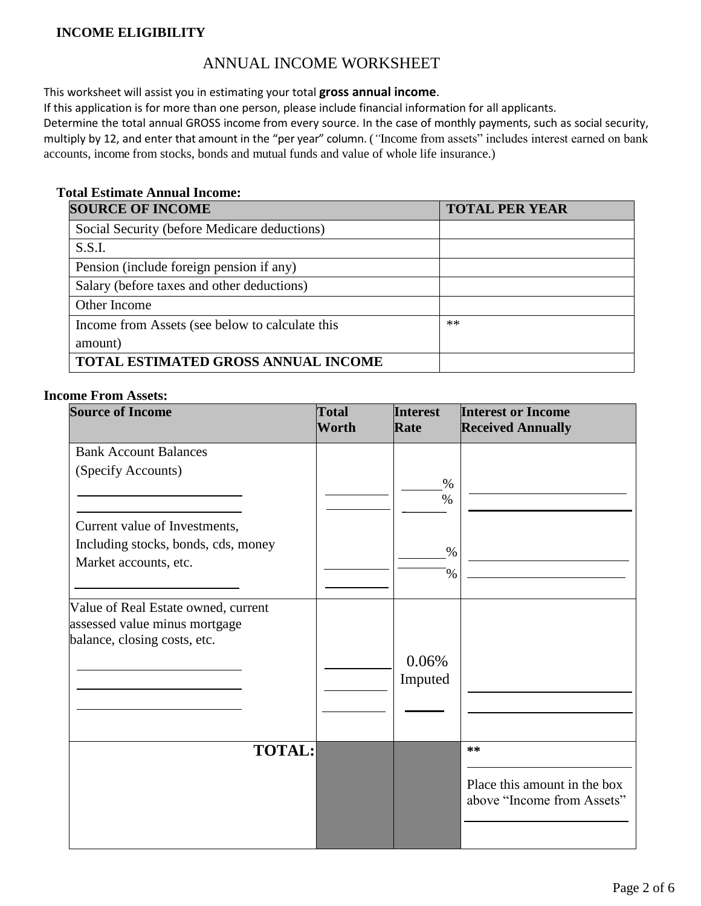**INCOME ELIGIBILITY**

# ANNUAL INCOME WORKSHEET

This worksheet will assist you in estimating your total **gross annual income**.
If this application is for more than one person, please include financial information for all applicants.
Determine the total annual GROSS income from every source. In the case of monthly payments, such as social security, multiply by 12, and enter that amount in the "per year" column. ("Income from assets" includes interest earned on bank accounts, income from stocks, bonds and mutual funds and value of whole life insurance.)

**Total Estimate Annual Income:**

| SOURCE OF INCOME | TOTAL PER YEAR |
|---|---|
| Social Security (before Medicare deductions) | |
| S.S.I. | |
| Pension (include foreign pension if any) | |
| Salary (before taxes and other deductions) | |
| Other Income | |
| Income from Assets (see below to calculate this amount) | ** |
| **TOTAL ESTIMATED GROSS ANNUAL INCOME** | |

**Income From Assets:**

| Source of Income | Total Worth | Interest Rate | Interest or Income Received Annually |
|---|---|---|---|
| Bank Account Balances (Specify Accounts) ______ ______ | ______ ______ | ____% ____% | ______ ______ |
| Current value of Investments, Including stocks, bonds, cds, money Market accounts, etc. ______ | ______ ______ | ____% ____% | ______ ______ |
| Value of Real Estate owned, current assessed value minus mortgage balance, closing costs, etc. ______ ______ ______ | ______ ______ ______ | 0.06% Imputed ____ | ______ ______ |
| **TOTAL:** | | | ** ______ Place this amount in the box above "Income from Assets" ______ |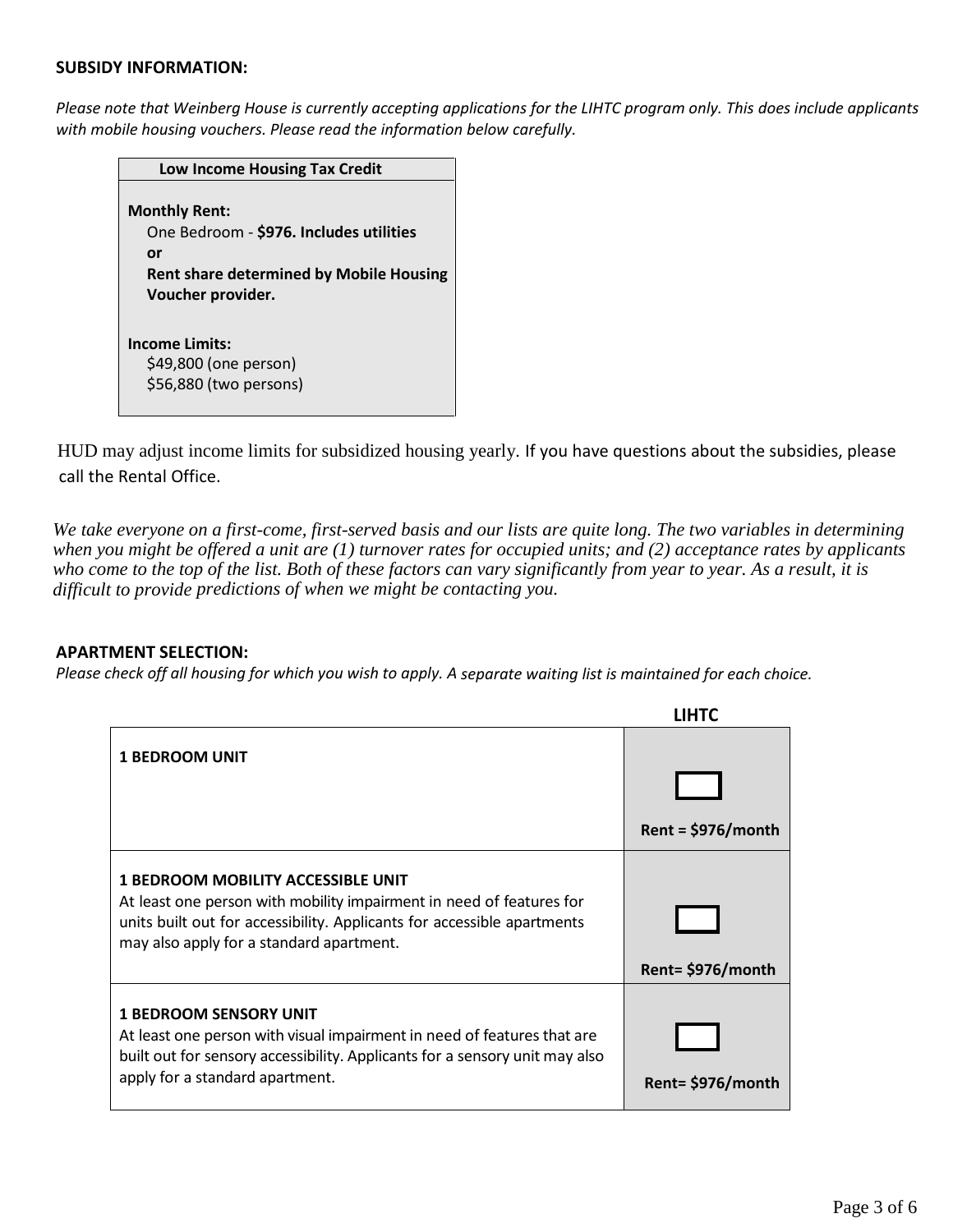**SUBSIDY INFORMATION:**

*Please note that Weinberg House is currently accepting applications for the LIHTC program only. This does include applicants with mobile housing vouchers. Please read the information below carefully.*

| **Low Income Housing Tax Credit** |
|---|
| **Monthly Rent:**<br>One Bedroom - **$976. Includes utilities**<br>**or**<br>**Rent share determined by Mobile Housing Voucher provider.**<br><br>**Income Limits:**<br>$49,800 (one person)<br>$56,880 (two persons) |

HUD may adjust income limits for subsidized housing yearly. If you have questions about the subsidies, please call the Rental Office.

*We take everyone on a first-come, first-served basis and our lists are quite long. The two variables in determining when you might be offered a unit are (1) turnover rates for occupied units; and (2) acceptance rates by applicants who come to the top of the list. Both of these factors can vary significantly from year to year. As a result, it is difficult to provide predictions of when we might be contacting you.*

**APARTMENT SELECTION:**

*Please check off all housing for which you wish to apply. A separate waiting list is maintained for each choice.*

| | **LIHTC** |
|---|---|
| **1 BEDROOM UNIT** | ☐<br>**Rent = $976/month** |
| **1 BEDROOM MOBILITY ACCESSIBLE UNIT**<br>At least one person with mobility impairment in need of features for units built out for accessibility. Applicants for accessible apartments may also apply for a standard apartment. | ☐<br>**Rent= $976/month** |
| **1 BEDROOM SENSORY UNIT**<br>At least one person with visual impairment in need of features that are built out for sensory accessibility. Applicants for a sensory unit may also apply for a standard apartment. | ☐<br>**Rent= $976/month** |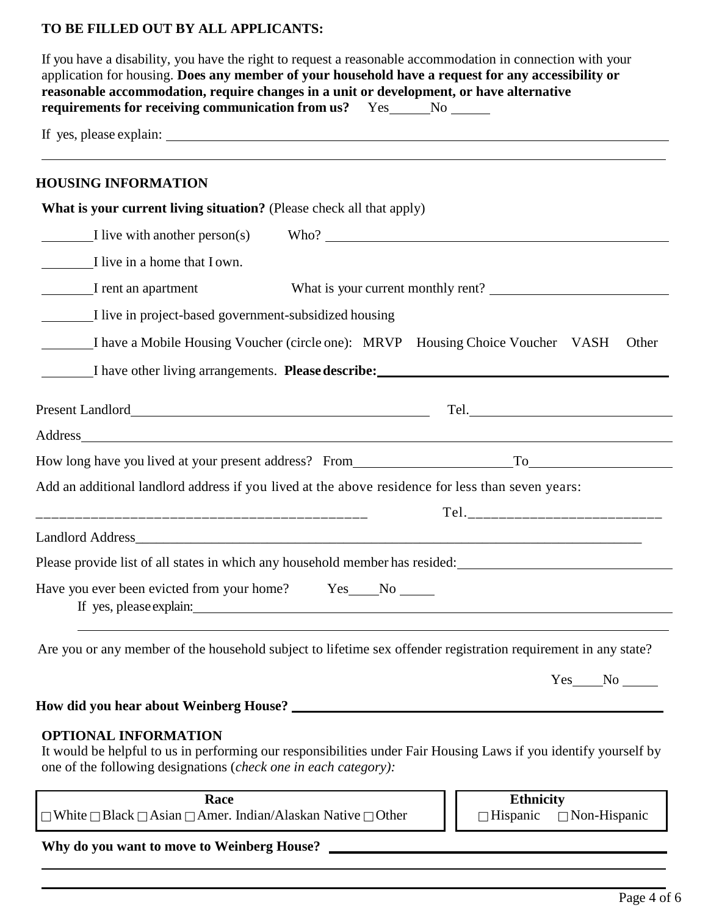**TO BE FILLED OUT BY ALL APPLICANTS:**

If you have a disability, you have the right to request a reasonable accommodation in connection with your application for housing. **Does any member of your household have a request for any accessibility or reasonable accommodation, require changes in a unit or development, or have alternative requirements for receiving communication from us?** Yes______No ______

If yes, please explain: ____________________________________________________________

____________________________________________________________

## HOUSING INFORMATION

**What is your current living situation?** (Please check all that apply)

________I live with another person(s)  Who? ____________________________________________

________I live in a home that I own.

________I rent an apartment  What is your current monthly rent? ______________________

________I live in project-based government-subsidized housing

________I have a Mobile Housing Voucher (circle one): MRVP Housing Choice Voucher VASH Other

________I have other living arrangements. **Please describe:**______________________________

Present Landlord____________________________________ Tel.______________________

Address____________________________________________________________

How long have you lived at your present address? From____________________To__________________

Add an additional landlord address if you lived at the above residence for less than seven years:

__________________________________________ Tel.__________________________

Landlord Address____________________________________________________________

Please provide list of all states in which any household member has resided:______________________

Have you ever been evicted from your home? Yes_____No _____

If yes, please explain:____________________________________________________________

____________________________________________________________

Are you or any member of the household subject to lifetime sex offender registration requirement in any state?

Yes_____No _____

**How did you hear about Weinberg House?** ______________________________________________

**OPTIONAL INFORMATION**

It would be helpful to us in performing our responsibilities under Fair Housing Laws if you identify yourself by one of the following designations (*check one in each category):*

| Race | Ethnicity |
|---|---|
| ☐ White ☐ Black ☐ Asian ☐ Amer. Indian/Alaskan Native ☐ Other | ☐ Hispanic ☐ Non-Hispanic |

**Why do you want to move to Weinberg House?** ______________________________________

____________________________________________________________

____________________________________________________________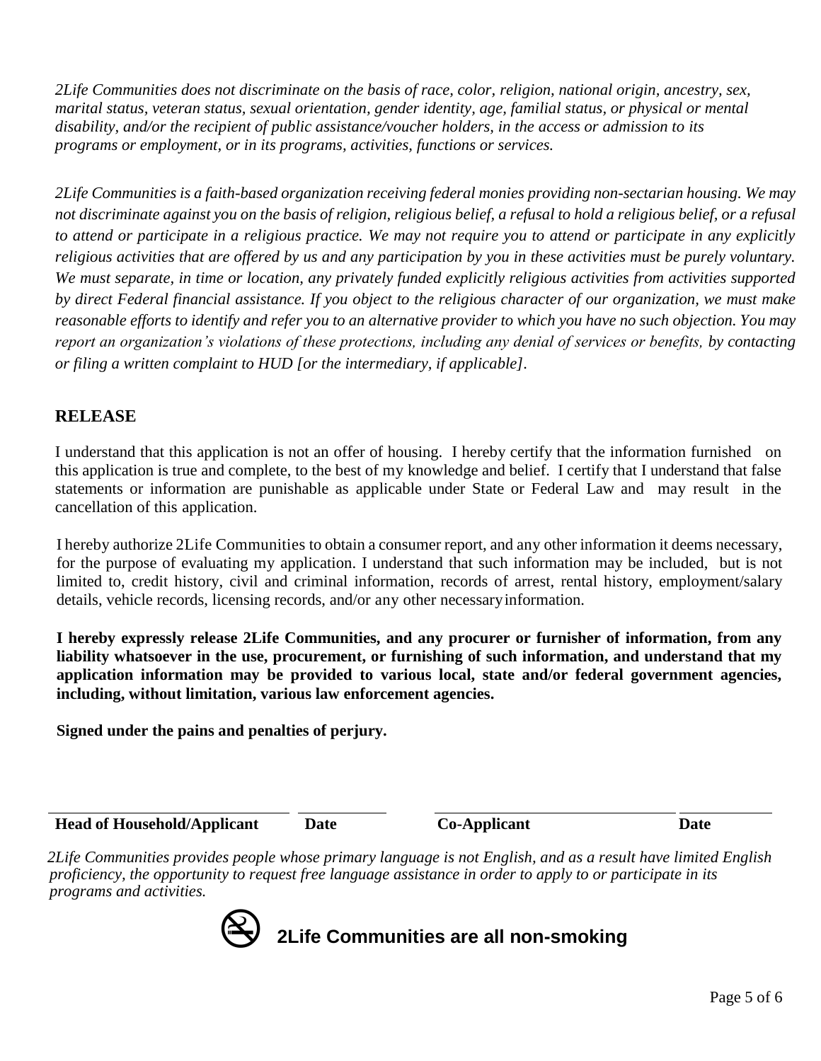*2Life Communities does not discriminate on the basis of race, color, religion, national origin, ancestry, sex, marital status, veteran status, sexual orientation, gender identity, age, familial status, or physical or mental disability, and/or the recipient of public assistance/voucher holders, in the access or admission to its programs or employment, or in its programs, activities, functions or services.*

*2Life Communities is a faith-based organization receiving federal monies providing non-sectarian housing. We may not discriminate against you on the basis of religion, religious belief, a refusal to hold a religious belief, or a refusal to attend or participate in a religious practice. We may not require you to attend or participate in any explicitly religious activities that are offered by us and any participation by you in these activities must be purely voluntary. We must separate, in time or location, any privately funded explicitly religious activities from activities supported by direct Federal financial assistance. If you object to the religious character of our organization, we must make reasonable efforts to identify and refer you to an alternative provider to which you have no such objection. You may report an organization's violations of these protections, including any denial of services or benefits, by contacting or filing a written complaint to HUD [or the intermediary, if applicable].*

## RELEASE

I understand that this application is not an offer of housing. I hereby certify that the information furnished on this application is true and complete, to the best of my knowledge and belief. I certify that I understand that false statements or information are punishable as applicable under State or Federal Law and may result in the cancellation of this application.

I hereby authorize 2Life Communities to obtain a consumer report, and any other information it deems necessary, for the purpose of evaluating my application. I understand that such information may be included, but is not limited to, credit history, civil and criminal information, records of arrest, rental history, employment/salary details, vehicle records, licensing records, and/or any other necessary information.

**I hereby expressly release 2Life Communities, and any procurer or furnisher of information, from any liability whatsoever in the use, procurement, or furnishing of such information, and understand that my application information may be provided to various local, state and/or federal government agencies, including, without limitation, various law enforcement agencies.**

**Signed under the pains and penalties of perjury.**

| ______________________ | __________ | ______________________ | __________ |
|---|---|---|---|
| **Head of Household/Applicant** | **Date** | **Co-Applicant** | **Date** |

*2Life Communities provides people whose primary language is not English, and as a result have limited English proficiency, the opportunity to request free language assistance in order to apply to or participate in its programs and activities.*

**2Life Communities are all non-smoking**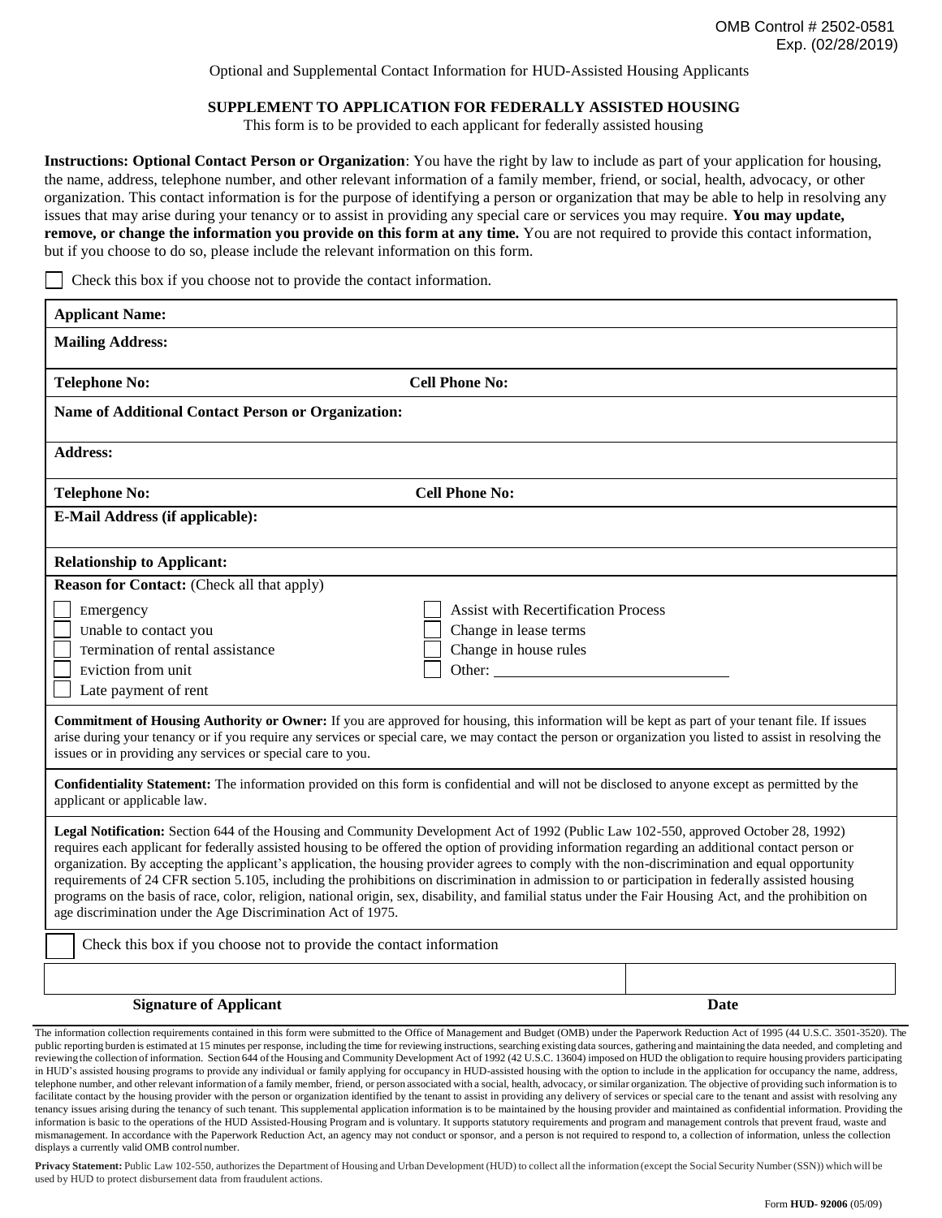OMB Control # 2502-0581
Exp. (02/28/2019)

Optional and Supplemental Contact Information for HUD-Assisted Housing Applicants

**SUPPLEMENT TO APPLICATION FOR FEDERALLY ASSISTED HOUSING**

This form is to be provided to each applicant for federally assisted housing

**Instructions: Optional Contact Person or Organization**: You have the right by law to include as part of your application for housing, the name, address, telephone number, and other relevant information of a family member, friend, or social, health, advocacy, or other organization. This contact information is for the purpose of identifying a person or organization that may be able to help in resolving any issues that may arise during your tenancy or to assist in providing any special care or services you may require. **You may update, remove, or change the information you provide on this form at any time.** You are not required to provide this contact information, but if you choose to do so, please include the relevant information on this form.

☐ Check this box if you choose not to provide the contact information.

| | |
|---|---|
| **Applicant Name:** | |
| **Mailing Address:** | |
| **Telephone No:** | **Cell Phone No:** |
| **Name of Additional Contact Person or Organization:** | |
| **Address:** | |
| **Telephone No:** | **Cell Phone No:** |
| **E-Mail Address (if applicable):** | |
| **Relationship to Applicant:** | |

**Reason for Contact:** (Check all that apply)

| | |
|---|---|
| ☐ Emergency | ☐ Assist with Recertification Process |
| ☐ Unable to contact you | ☐ Change in lease terms |
| ☐ Termination of rental assistance | ☐ Change in house rules |
| ☐ Eviction from unit | ☐ Other: ______________________ |
| ☐ Late payment of rent | |

**Commitment of Housing Authority or Owner:** If you are approved for housing, this information will be kept as part of your tenant file. If issues arise during your tenancy or if you require any services or special care, we may contact the person or organization you listed to assist in resolving the issues or in providing any services or special care to you.

**Confidentiality Statement:** The information provided on this form is confidential and will not be disclosed to anyone except as permitted by the applicant or applicable law.

**Legal Notification:** Section 644 of the Housing and Community Development Act of 1992 (Public Law 102-550, approved October 28, 1992) requires each applicant for federally assisted housing to be offered the option of providing information regarding an additional contact person or organization. By accepting the applicant's application, the housing provider agrees to comply with the non-discrimination and equal opportunity requirements of 24 CFR section 5.105, including the prohibitions on discrimination in admission to or participation in federally assisted housing programs on the basis of race, color, religion, national origin, sex, disability, and familial status under the Fair Housing Act, and the prohibition on age discrimination under the Age Discrimination Act of 1975.

☐ Check this box if you choose not to provide the contact information

| | |
|---|---|
| | |
| **Signature of Applicant** | **Date** |

The information collection requirements contained in this form were submitted to the Office of Management and Budget (OMB) under the Paperwork Reduction Act of 1995 (44 U.S.C. 3501-3520). The public reporting burden is estimated at 15 minutes per response, including the time for reviewing instructions, searching existing data sources, gathering and maintaining the data needed, and completing and reviewing the collection of information. Section 644 of the Housing and Community Development Act of 1992 (42 U.S.C. 13604) imposed on HUD the obligation to require housing providers participating in HUD's assisted housing programs to provide any individual or family applying for occupancy in HUD-assisted housing with the option to include in the application for occupancy the name, address, telephone number, and other relevant information of a family member, friend, or person associated with a social, health, advocacy, or similar organization. The objective of providing such information is to facilitate contact by the housing provider with the person or organization identified by the tenant to assist in providing any delivery of services or special care to the tenant and assist with resolving any tenancy issues arising during the tenancy of such tenant. This supplemental application information is to be maintained by the housing provider and maintained as confidential information. Providing the information is basic to the operations of the HUD Assisted-Housing Program and is voluntary. It supports statutory requirements and program and management controls that prevent fraud, waste and mismanagement. In accordance with the Paperwork Reduction Act, an agency may not conduct or sponsor, and a person is not required to respond to, a collection of information, unless the collection displays a currently valid OMB control number.

**Privacy Statement:** Public Law 102-550, authorizes the Department of Housing and Urban Development (HUD) to collect all the information (except the Social Security Number (SSN)) which will be used by HUD to protect disbursement data from fraudulent actions.

Form **HUD- 92006** (05/09)